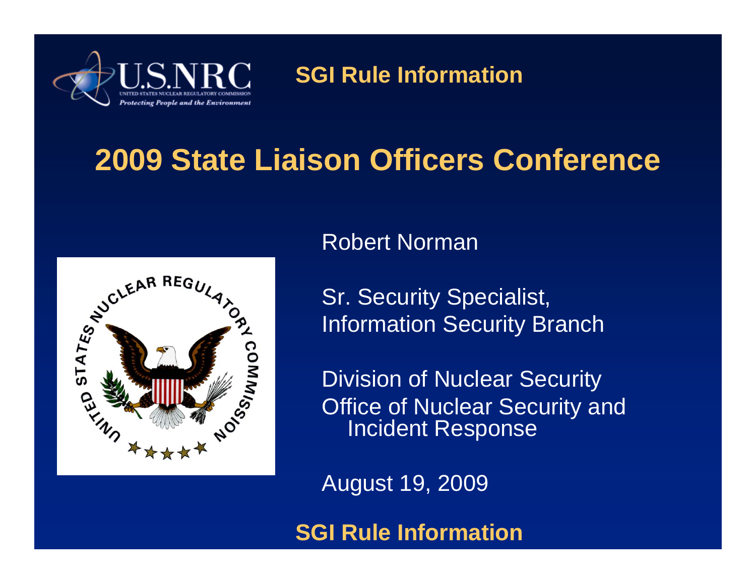**SGI Rule Information**

# 2009 State Liaison Officers Conference

Robert Norman

Sr. Security Specialist,
Information Security Branch

Division of Nuclear Security
Office of Nuclear Security and
Incident Response

August 19, 2009

**SGI Rule Information**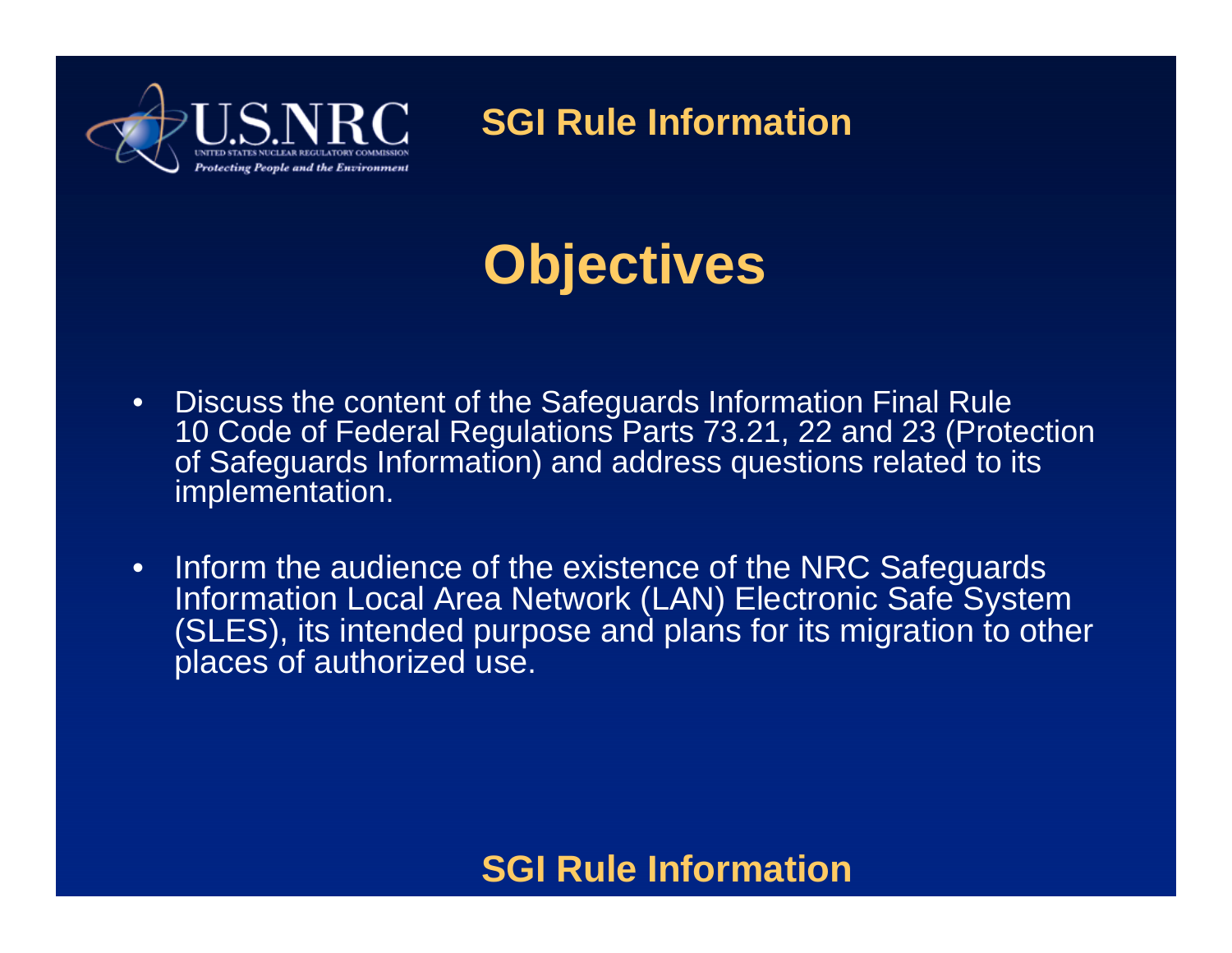# Objectives

- Discuss the content of the Safeguards Information Final Rule 10 Code of Federal Regulations Parts 73.21, 22 and 23 (Protection of Safeguards Information) and address questions related to its implementation.
- Inform the audience of the existence of the NRC Safeguards Information Local Area Network (LAN) Electronic Safe System (SLES), its intended purpose and plans for its migration to other places of authorized use.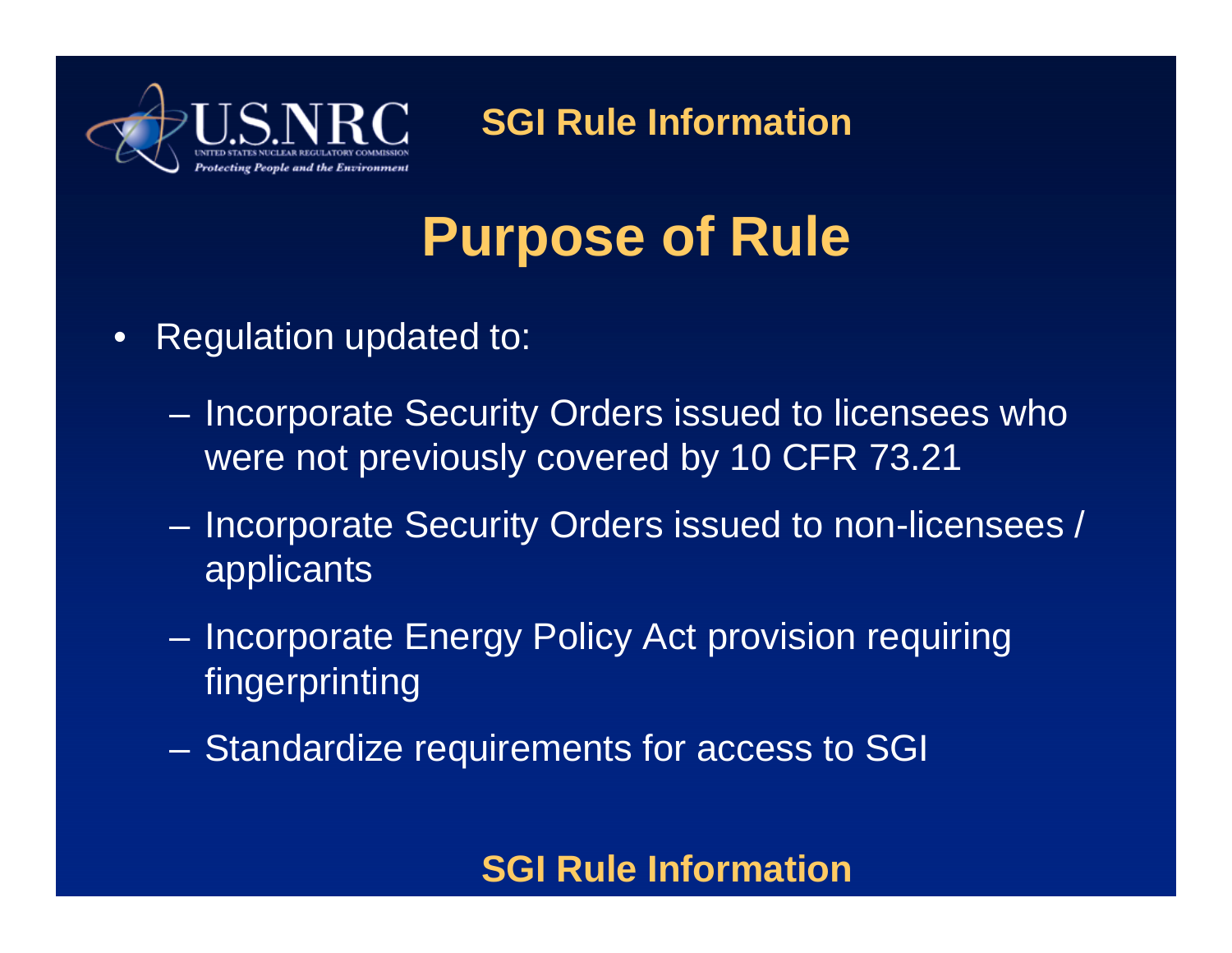# Purpose of Rule

- Regulation updated to:
  - Incorporate Security Orders issued to licensees who were not previously covered by 10 CFR 73.21
  - Incorporate Security Orders issued to non-licensees / applicants
  - Incorporate Energy Policy Act provision requiring fingerprinting
  - Standardize requirements for access to SGI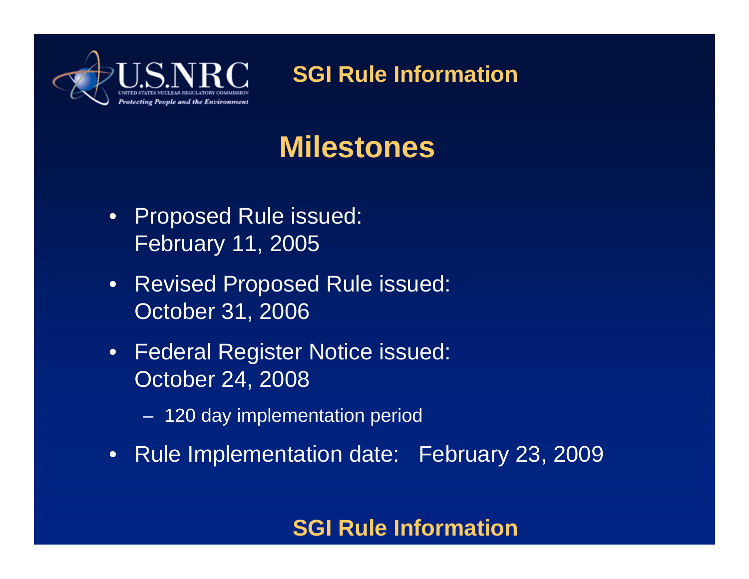# Milestones

- Proposed Rule issued:
  February 11, 2005
- Revised Proposed Rule issued:
  October 31, 2006
- Federal Register Notice issued:
  October 24, 2008
  - 120 day implementation period
- Rule Implementation date: February 23, 2009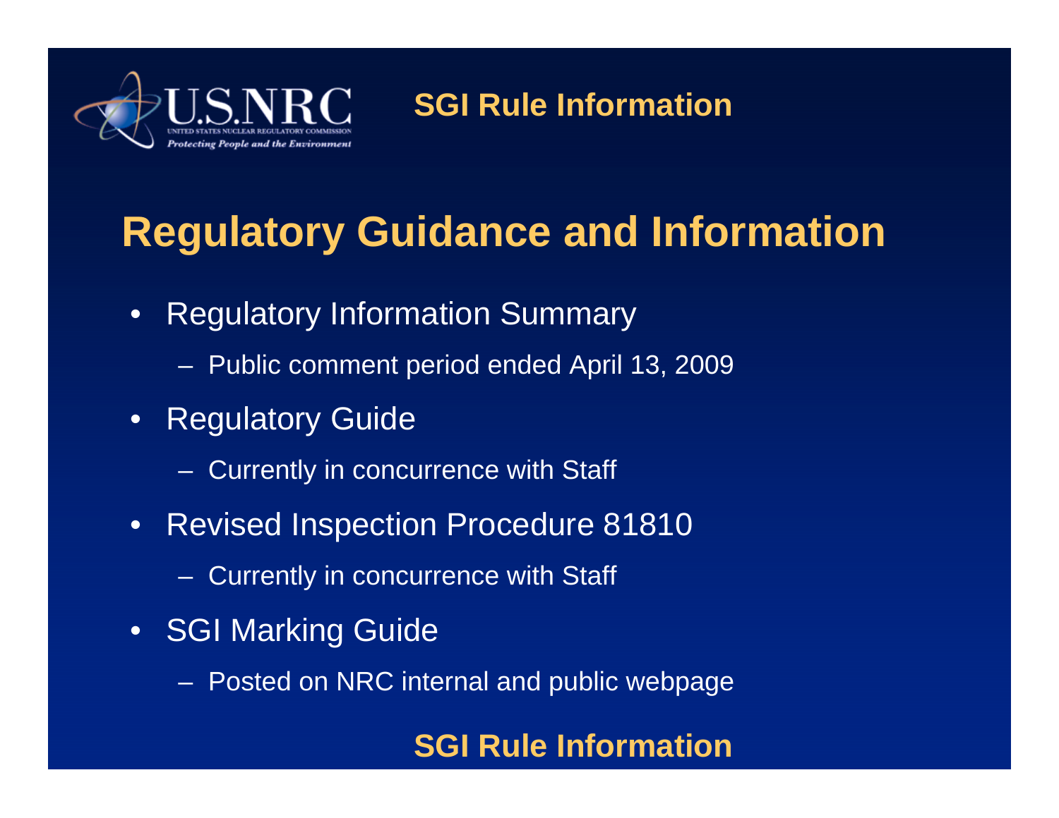# Regulatory Guidance and Information

- Regulatory Information Summary
  - Public comment period ended April 13, 2009
- Regulatory Guide
  - Currently in concurrence with Staff
- Revised Inspection Procedure 81810
  - Currently in concurrence with Staff
- SGI Marking Guide
  - Posted on NRC internal and public webpage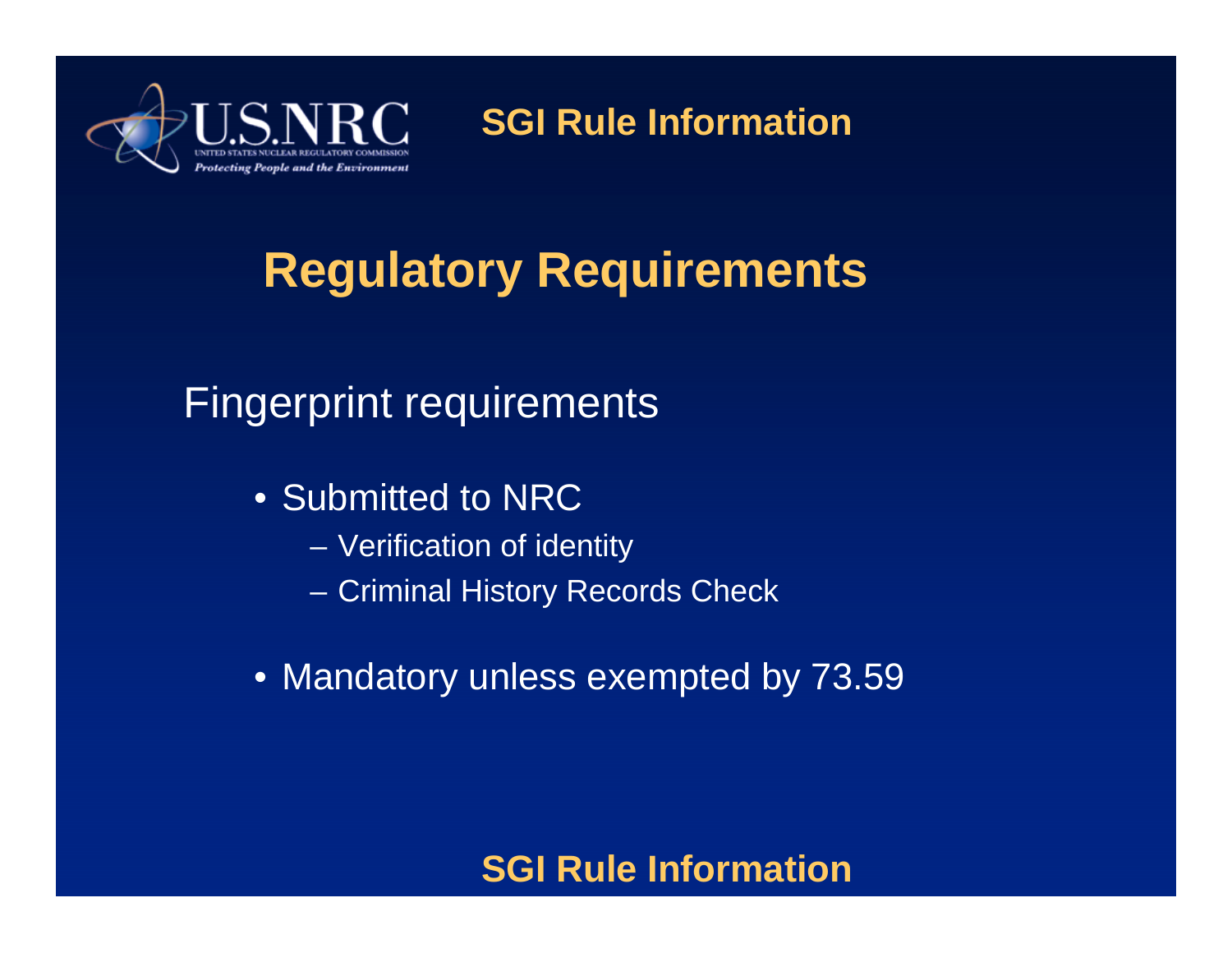# Regulatory Requirements

## Fingerprint requirements

- Submitted to NRC
  - Verification of identity
  - Criminal History Records Check
- Mandatory unless exempted by 73.59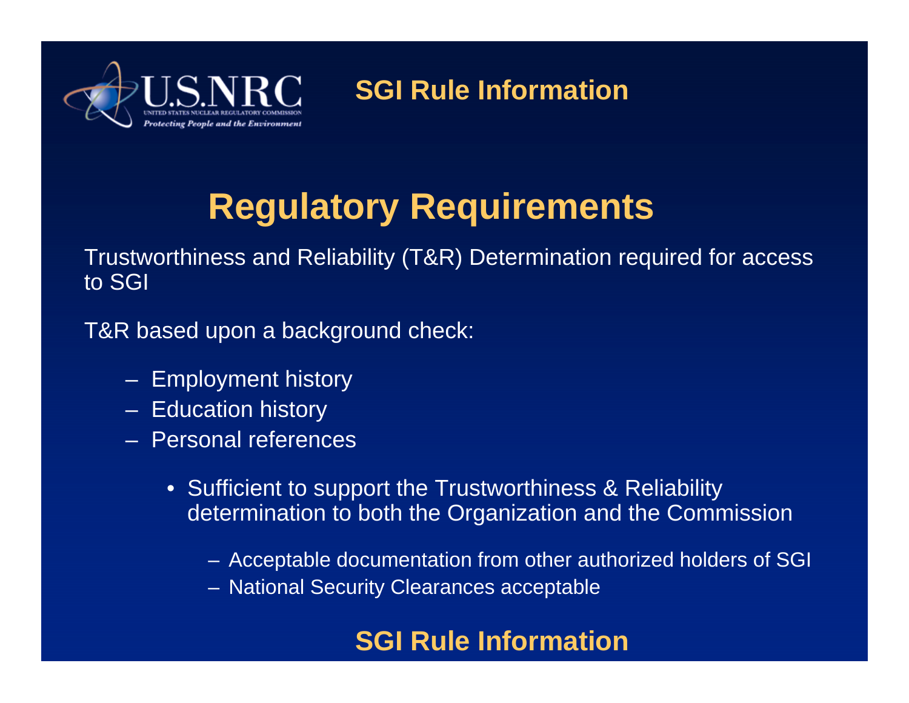# Regulatory Requirements

Trustworthiness and Reliability (T&R) Determination required for access to SGI

T&R based upon a background check:

- Employment history
- Education history
- Personal references
  - Sufficient to support the Trustworthiness & Reliability determination to both the Organization and the Commission
    - Acceptable documentation from other authorized holders of SGI
    - National Security Clearances acceptable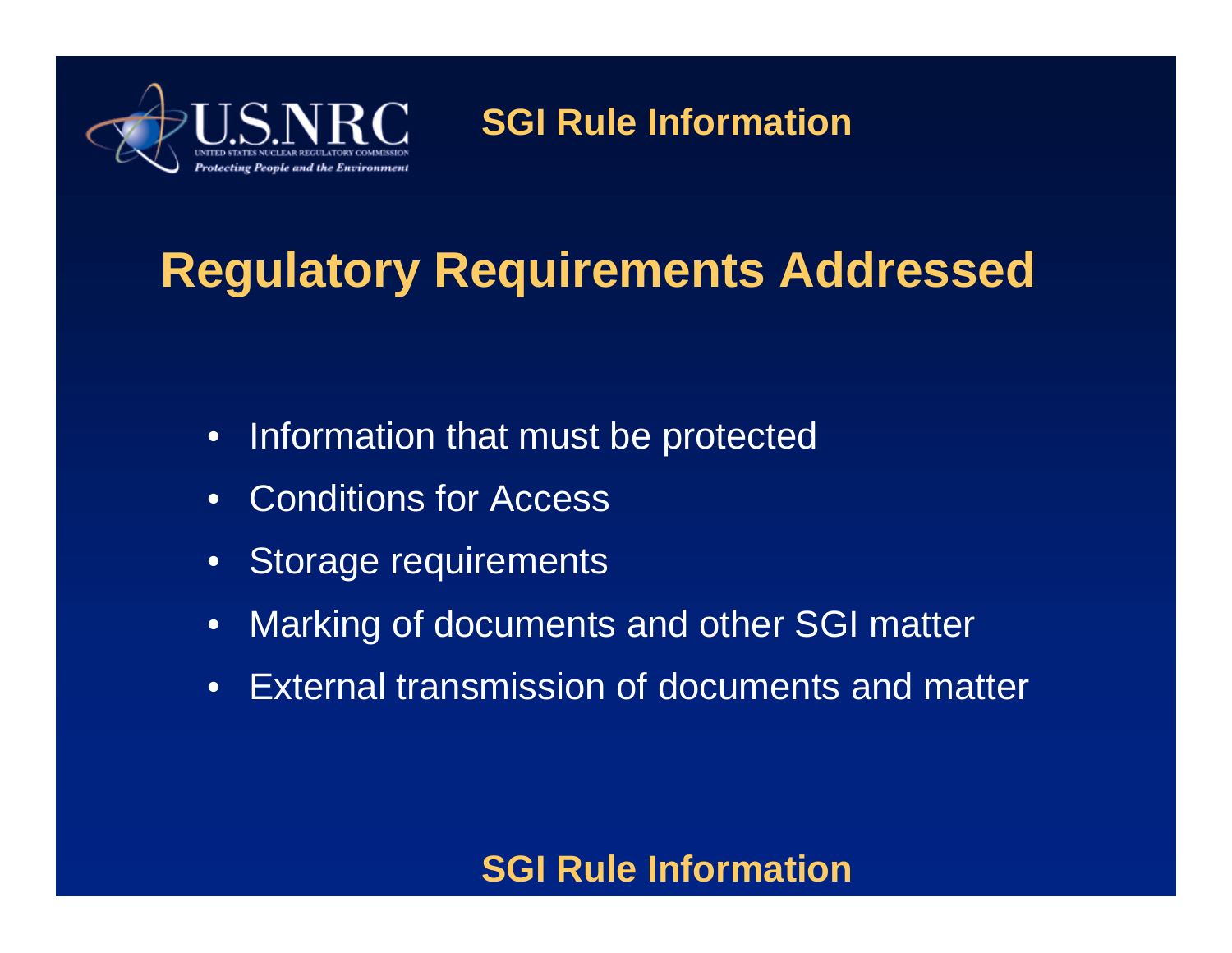## Regulatory Requirements Addressed

- Information that must be protected
- Conditions for Access
- Storage requirements
- Marking of documents and other SGI matter
- External transmission of documents and matter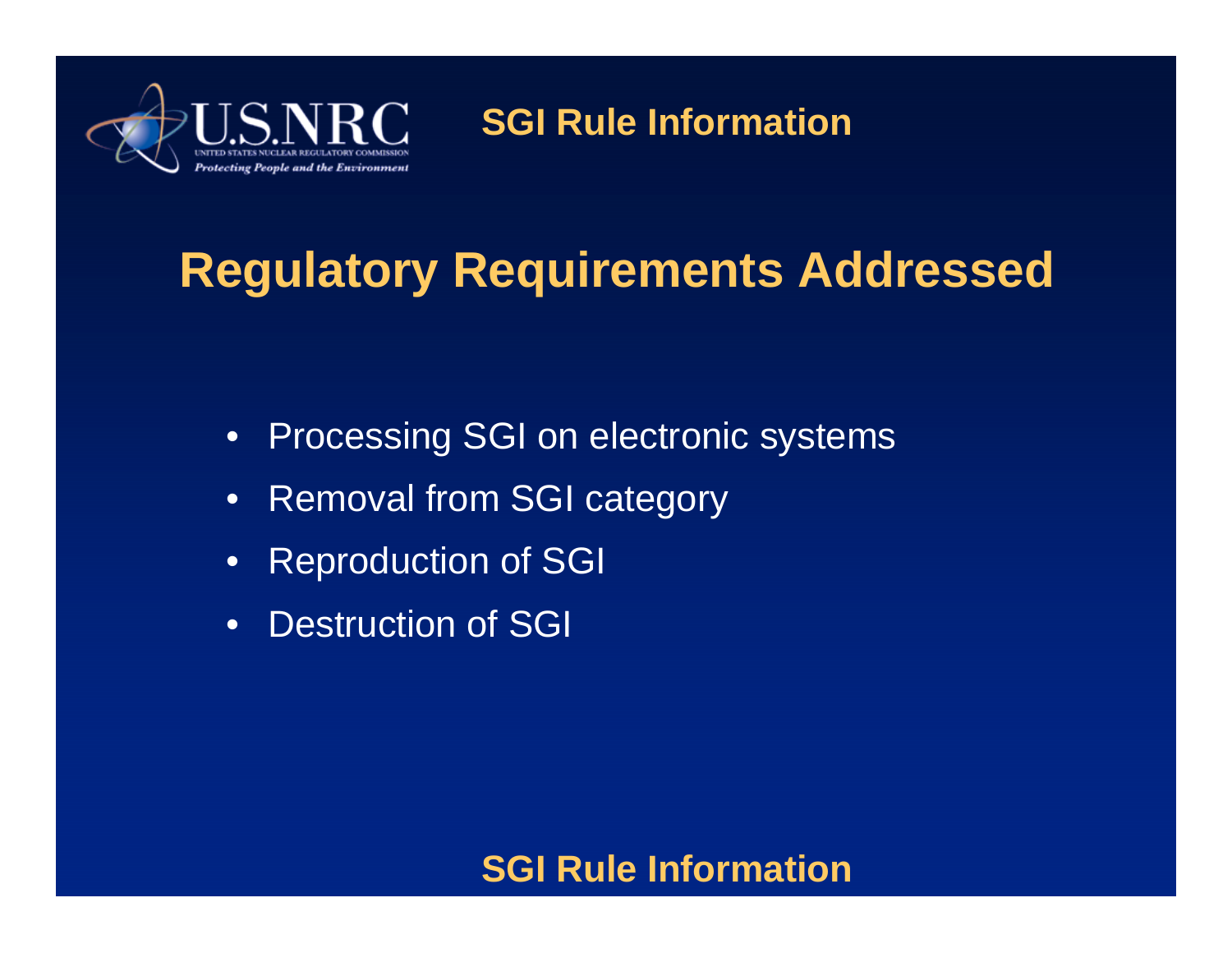## Regulatory Requirements Addressed

- Processing SGI on electronic systems
- Removal from SGI category
- Reproduction of SGI
- Destruction of SGI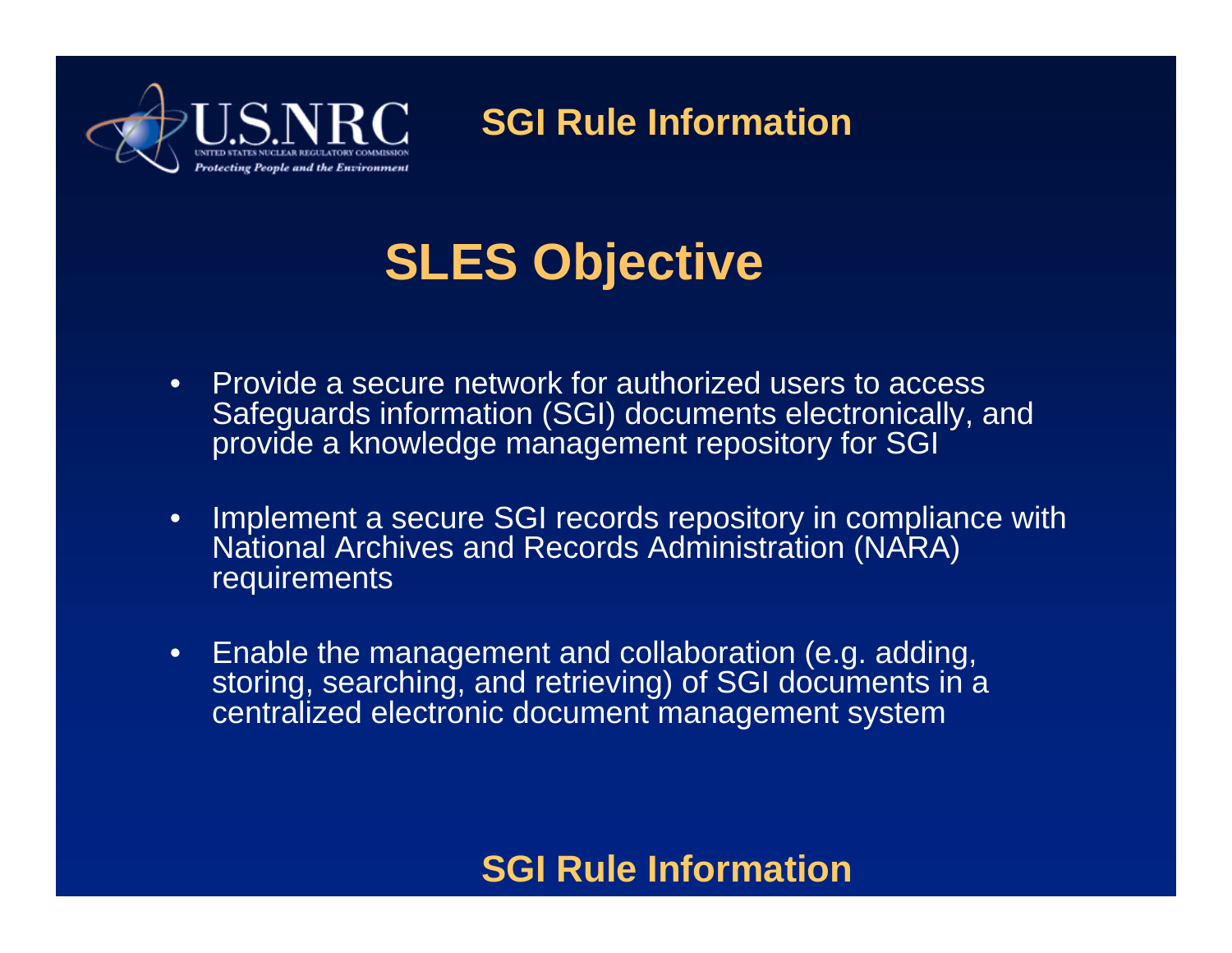# SLES Objective

- Provide a secure network for authorized users to access Safeguards information (SGI) documents electronically, and provide a knowledge management repository for SGI
- Implement a secure SGI records repository in compliance with National Archives and Records Administration (NARA) requirements
- Enable the management and collaboration (e.g. adding, storing, searching, and retrieving) of SGI documents in a centralized electronic document management system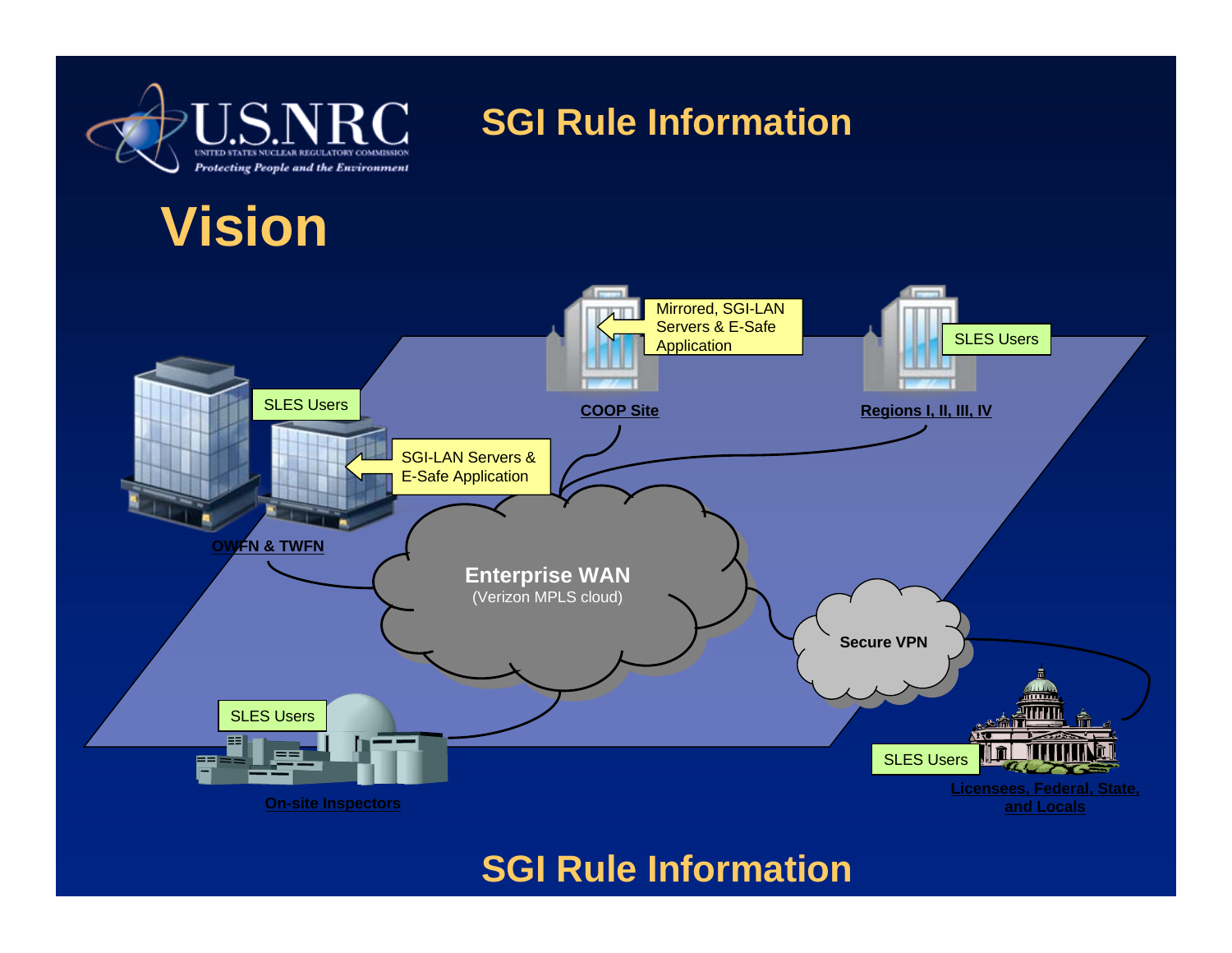# SGI Rule Information

## Vision

Mirrored, SGI-LAN Servers & E-Safe Application

COOP Site

SLES Users

Regions I, II, III, IV

SLES Users

SGI-LAN Servers & E-Safe Application

OWFN & TWFN

**Enterprise WAN**
(Verizon MPLS cloud)

Secure VPN

SLES Users

On-site Inspectors

SLES Users

Licensees, Federal, State, and Locals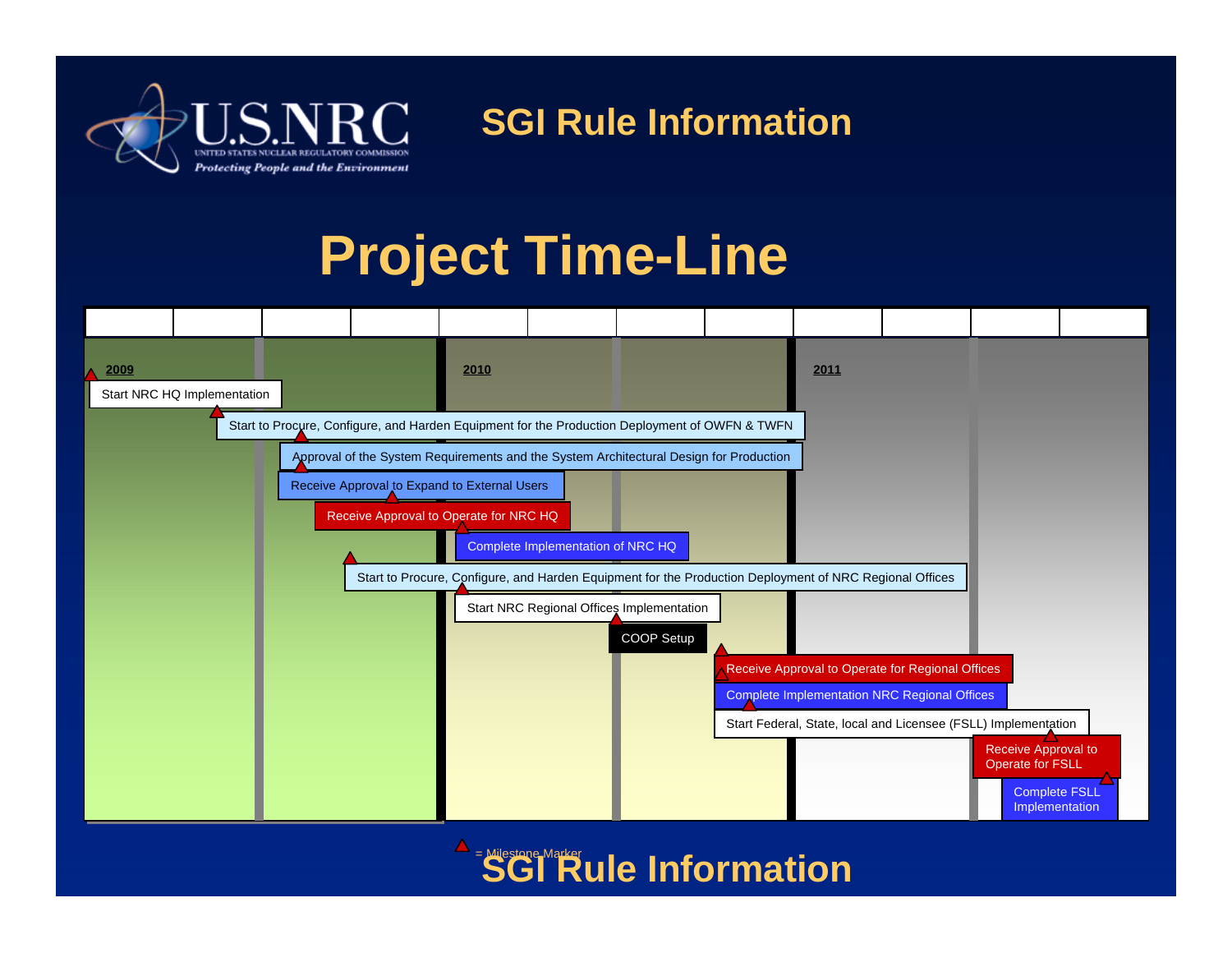# SGI Rule Information

## Project Time-Line

**2009** | **2010** | **2011**

- Start NRC HQ Implementation
- Start to Procure, Configure, and Harden Equipment for the Production Deployment of OWFN & TWFN
- Approval of the System Requirements and the System Architectural Design for Production
- Receive Approval to Expand to External Users
- Receive Approval to Operate for NRC HQ
- Complete Implementation of NRC HQ
- Start to Procure, Configure, and Harden Equipment for the Production Deployment of NRC Regional Offices
- Start NRC Regional Offices Implementation
- COOP Setup
- Receive Approval to Operate for Regional Offices
- Complete Implementation NRC Regional Offices
- Start Federal, State, local and Licensee (FSLL) Implementation
- Receive Approval to Operate for FSLL
- Complete FSLL Implementation

▲ = Milestone Marker

SGI Rule Information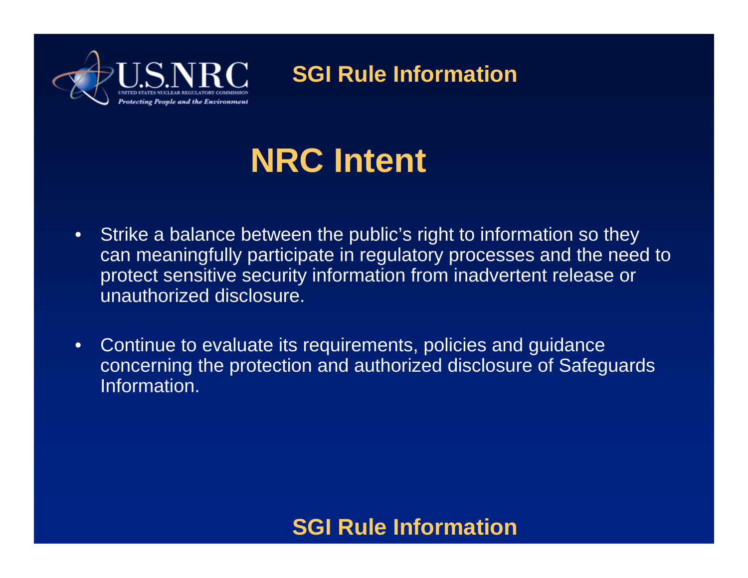# NRC Intent

- Strike a balance between the public's right to information so they can meaningfully participate in regulatory processes and the need to protect sensitive security information from inadvertent release or unauthorized disclosure.
- Continue to evaluate its requirements, policies and guidance concerning the protection and authorized disclosure of Safeguards Information.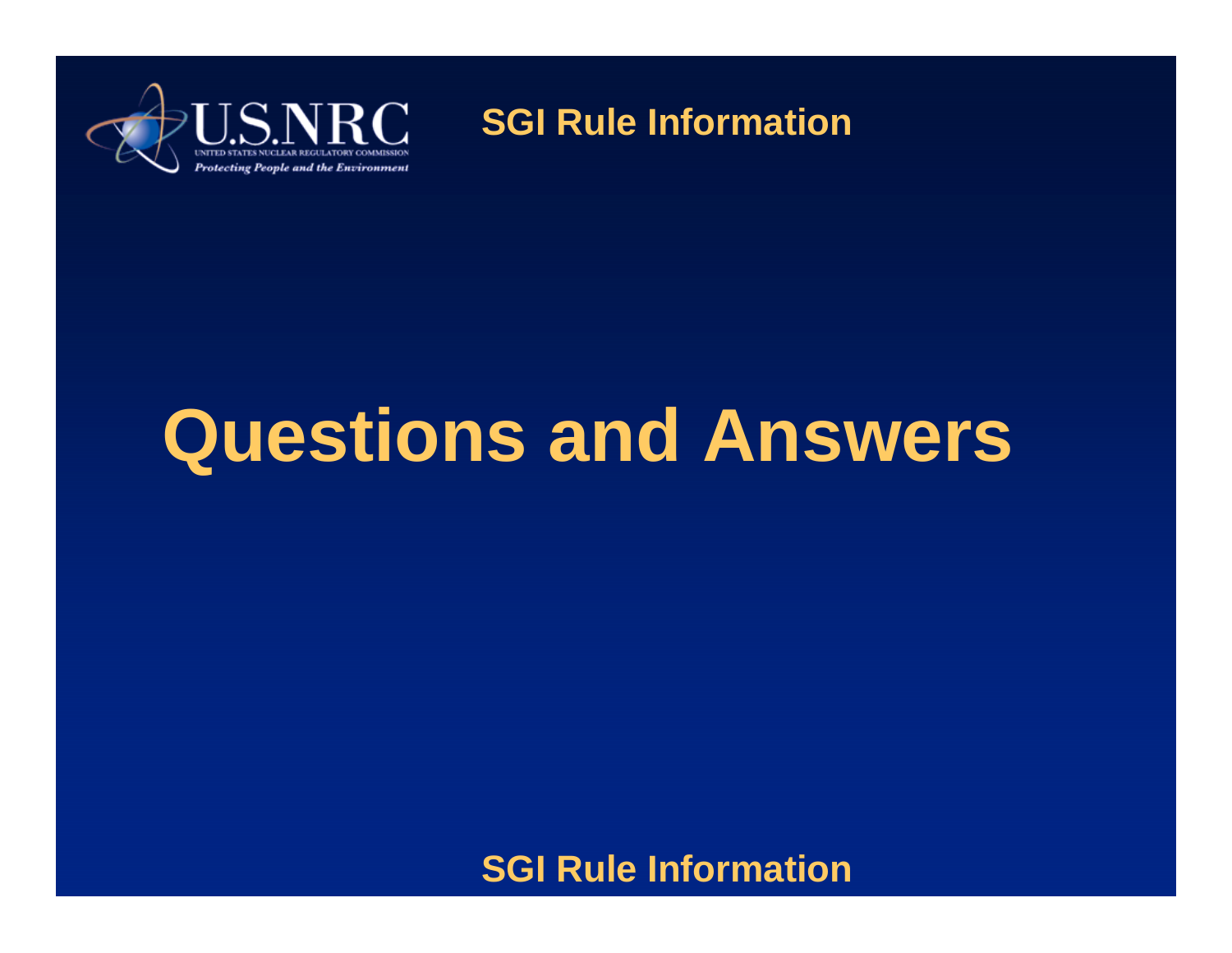# Questions and Answers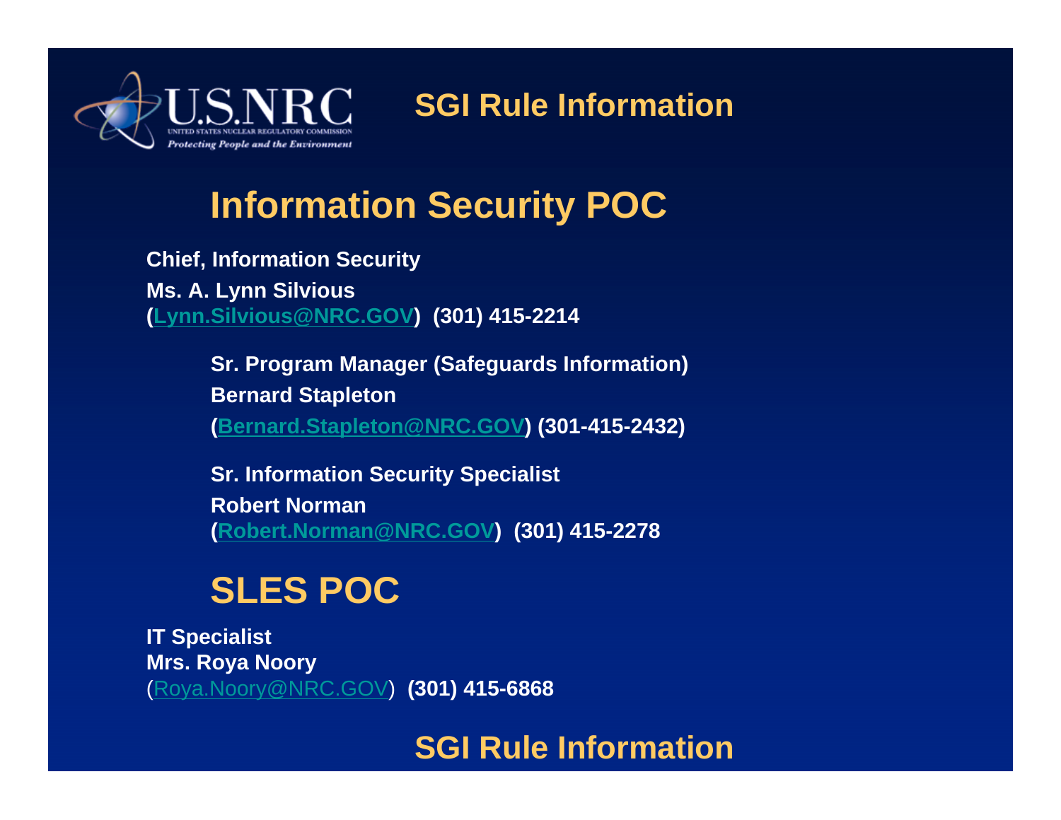# Information Security POC

**Chief, Information Security**
**Ms. A. Lynn Silvious**
**(Lynn.Silvious@NRC.GOV) (301) 415-2214**

**Sr. Program Manager (Safeguards Information)**
**Bernard Stapleton**
**(Bernard.Stapleton@NRC.GOV) (301-415-2432)**

**Sr. Information Security Specialist**
**Robert Norman**
**(Robert.Norman@NRC.GOV) (301) 415-2278**

# SLES POC

**IT Specialist**
**Mrs. Roya Noory**
(Roya.Noory@NRC.GOV) **(301) 415-6868**